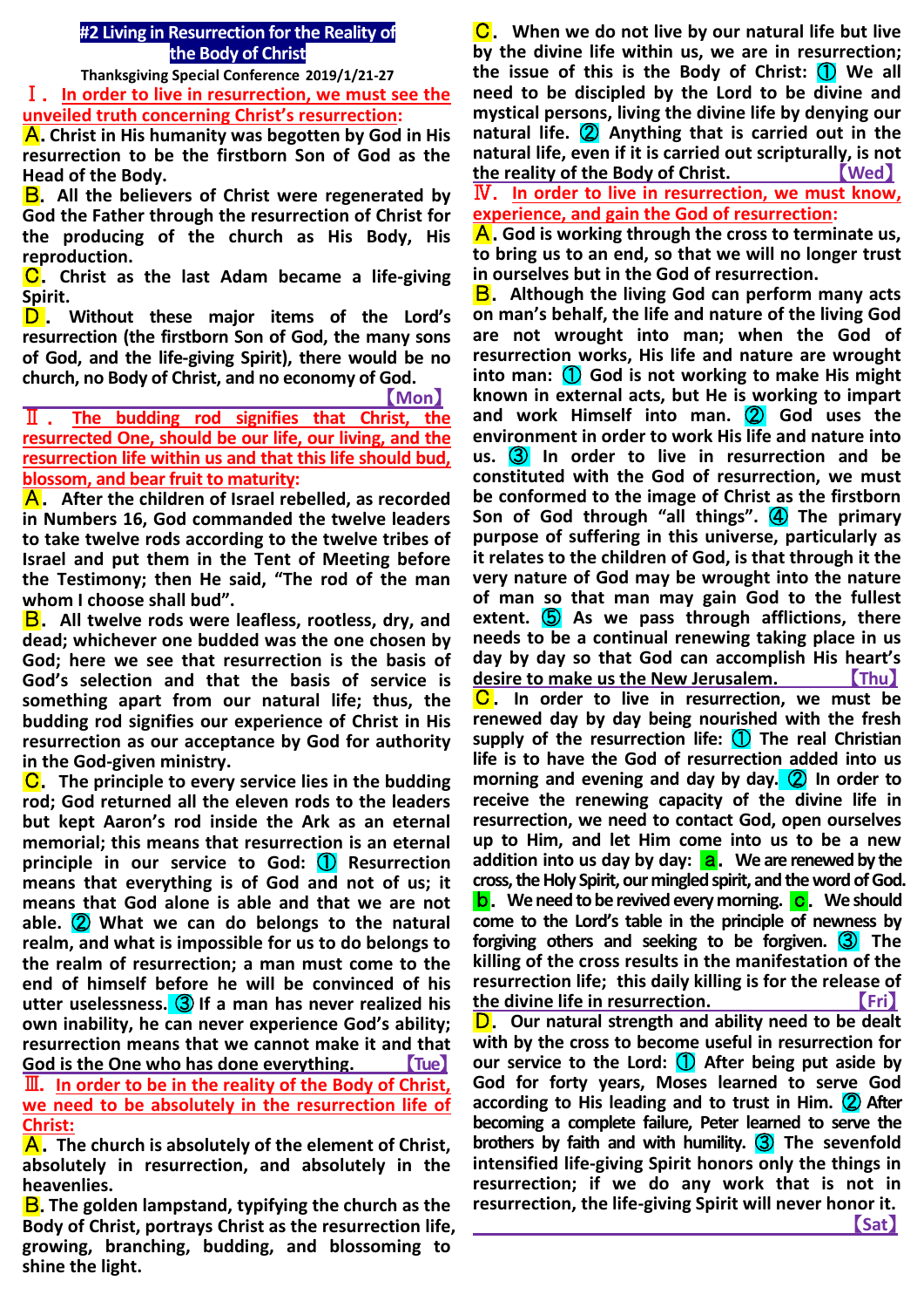# #2 Living in Resurrection for the Reality of the Body of Christ

**Thanksgiving Special Conference 2019/1/21-27**

## Ⅰ. In order to live in resurrection, we must see the unveiled truth concerning Christ's resurrection:

**A. Christ in His humanity was begotten by God in His resurrection to be the firstborn Son of God as the Head of the Body.**

**B. All the believers of Christ were regenerated by God the Father through the resurrection of Christ for the producing of the church as His Body, His reproduction.**

**C. Christ as the last Adam became a life-giving Spirit.**

**D. Without these major items of the Lord's resurrection (the firstborn Son of God, the many sons of God, and the life-giving Spirit), there would be no church, no Body of Christ, and no economy of God.**

【Mon】

## Ⅱ. The budding rod signifies that Christ, the resurrected One, should be our life, our living, and the resurrection life within us and that this life should bud, blossom, and bear fruit to maturity:

**A. After the children of Israel rebelled, as recorded in Numbers 16, God commanded the twelve leaders to take twelve rods according to the twelve tribes of Israel and put them in the Tent of Meeting before the Testimony; then He said, "The rod of the man whom I choose shall bud".**

**B. All twelve rods were leafless, rootless, dry, and dead; whichever one budded was the one chosen by God; here we see that resurrection is the basis of God's selection and that the basis of service is something apart from our natural life; thus, the budding rod signifies our experience of Christ in His resurrection as our acceptance by God for authority in the God-given ministry.**

**C. The principle to every service lies in the budding rod; God returned all the eleven rods to the leaders but kept Aaron's rod inside the Ark as an eternal memorial; this means that resurrection is an eternal principle in our service to God: ① Resurrection means that everything is of God and not of us; it means that God alone is able and that we are not able. ② What we can do belongs to the natural realm, and what is impossible for us to do belongs to the realm of resurrection; a man must come to the end of himself before he will be convinced of his utter uselessness. ③ If a man has never realized his own inability, he can never experience God's ability; resurrection means that we cannot make it and that God is the One who has done everything.**

【Tue】

## Ⅲ. In order to be in the reality of the Body of Christ, we need to be absolutely in the resurrection life of Christ:

**A. The church is absolutely of the element of Christ, absolutely in resurrection, and absolutely in the heavenlies.**

**B. The golden lampstand, typifying the church as the Body of Christ, portrays Christ as the resurrection life, growing, branching, budding, and blossoming to shine the light.**

**C. When we do not live by our natural life but live by the divine life within us, we are in resurrection; the issue of this is the Body of Christ: ① We all need to be discipled by the Lord to be divine and mystical persons, living the divine life by denying our natural life. ② Anything that is carried out in the natural life, even if it is carried out scripturally, is not the reality of the Body of Christ.**

【Wed】

## Ⅳ. In order to live in resurrection, we must know, experience, and gain the God of resurrection:

**A. God is working through the cross to terminate us, to bring us to an end, so that we will no longer trust in ourselves but in the God of resurrection.**

**B. Although the living God can perform many acts on man's behalf, the life and nature of the living God are not wrought into man; when the God of resurrection works, His life and nature are wrought into man: ① God is not working to make His might known in external acts, but He is working to impart and work Himself into man. ② God uses the environment in order to work His life and nature into us. ③ In order to live in resurrection and be constituted with the God of resurrection, we must be conformed to the image of Christ as the firstborn Son of God through "all things". ④ The primary purpose of suffering in this universe, particularly as it relates to the children of God, is that through it the very nature of God may be wrought into the nature of man so that man may gain God to the fullest extent. ⑤ As we pass through afflictions, there needs to be a continual renewing taking place in us day by day so that God can accomplish His heart's desire to make us the New Jerusalem.**

【Thu】

**C. In order to live in resurrection, we must be renewed day by day being nourished with the fresh supply of the resurrection life: ① The real Christian life is to have the God of resurrection added into us morning and evening and day by day. ② In order to receive the renewing capacity of the divine life in resurrection, we need to contact God, open ourselves up to Him, and let Him come into us to be a new addition into us day by day: a. We are renewed by the cross, the Holy Spirit, our mingled spirit, and the word of God. b. We need to be revived every morning. c. We should come to the Lord's table in the principle of newness by forgiving others and seeking to be forgiven. ③ The killing of the cross results in the manifestation of the resurrection life; this daily killing is for the release of the divine life in resurrection.**

【Fri】

**D. Our natural strength and ability need to be dealt with by the cross to become useful in resurrection for our service to the Lord: ① After being put aside by God for forty years, Moses learned to serve God according to His leading and to trust in Him. ② After becoming a complete failure, Peter learned to serve the brothers by faith and with humility. ③ The sevenfold intensified life-giving Spirit honors only the things in resurrection; if we do any work that is not in resurrection, the life-giving Spirit will never honor it.**

【Sat】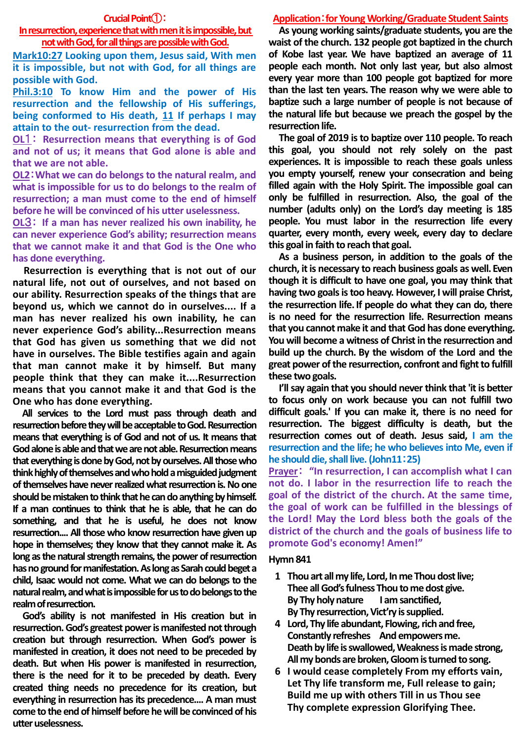## Crucial Point①：

## In resurrection, experience that with men it is impossible, but not with God, for all things are possible with God.

**Mark10:27 Looking upon them, Jesus said, With men it is impossible, but not with God, for all things are possible with God.**

**Phil.3:10 To know Him and the power of His resurrection and the fellowship of His sufferings, being conformed to His death, 11 If perhaps I may attain to the out- resurrection from the dead.**

**OL1：Resurrection means that everything is of God and not of us; it means that God alone is able and that we are not able.**

**OL2：What we can do belongs to the natural realm, and what is impossible for us to do belongs to the realm of resurrection; a man must come to the end of himself before he will be convinced of his utter uselessness.**

**OL3：If a man has never realized his own inability, he can never experience God's ability; resurrection means that we cannot make it and that God is the One who has done everything.**

Resurrection is everything that is not out of our natural life, not out of ourselves, and not based on our ability. Resurrection speaks of the things that are beyond us, which we cannot do in ourselves.... If a man has never realized his own inability, he can never experience God's ability...Resurrection means that God has given us something that we did not have in ourselves. The Bible testifies again and again that man cannot make it by himself. But many people think that they can make it....Resurrection means that you cannot make it and that God is the One who has done everything.

All services to the Lord must pass through death and resurrection before they will be acceptable to God. Resurrection means that everything is of God and not of us. It means that God alone is able and that we are not able. Resurrection means that everything is done by God, not by ourselves. All those who think highly of themselves and who hold a misguided judgment of themselves have never realized what resurrection is. No one should be mistaken to think that he can do anything by himself. If a man continues to think that he is able, that he can do something, and that he is useful, he does not know resurrection.... All those who know resurrection have given up hope in themselves; they know that they cannot make it. As long as the natural strength remains, the power of resurrection has no ground for manifestation. As long as Sarah could beget a child, Isaac would not come. What we can do belongs to the natural realm, and what is impossible for us to do belongs to the realm of resurrection.

God's ability is not manifested in His creation but in resurrection. God's greatest power is manifested not through creation but through resurrection. When God's power is manifested in creation, it does not need to be preceded by death. But when His power is manifested in resurrection, there is the need for it to be preceded by death. Every created thing needs no precedence for its creation, but everything in resurrection has its precedence.... A man must come to the end of himself before he will be convinced of his utter uselessness.

## Application：for Young Working/Graduate Student Saints

As young working saints/graduate students, you are the waist of the church. 132 people got baptized in the church of Kobe last year. We have baptized an average of 11 people each month. Not only last year, but also almost every year more than 100 people got baptized for more than the last ten years. The reason why we were able to baptize such a large number of people is not because of the natural life but because we preach the gospel by the resurrection life.

The goal of 2019 is to baptize over 110 people. To reach this goal, you should not rely solely on the past experiences. It is impossible to reach these goals unless you empty yourself, renew your consecration and being filled again with the Holy Spirit. The impossible goal can only be fulfilled in resurrection. Also, the goal of the number (adults only) on the Lord's day meeting is 185 people. You must labor in the resurrection life every quarter, every month, every week, every day to declare this goal in faith to reach that goal.

As a business person, in addition to the goals of the church, it is necessary to reach business goals as well. Even though it is difficult to have one goal, you may think that having two goals is too heavy. However, I will praise Christ, the resurrection life. If people do what they can do, there is no need for the resurrection life. Resurrection means that you cannot make it and that God has done everything. You will become a witness of Christ in the resurrection and build up the church. By the wisdom of the Lord and the great power of the resurrection, confront and fight to fulfill these two goals.

I'll say again that you should never think that 'it is better to focus only on work because you can not fulfill two difficult goals.' If you can make it, there is no need for resurrection. The biggest difficulty is death, but the resurrection comes out of death. Jesus said, **I am the resurrection and the life; he who believes into Me, even if he should die, shall live. (John11：25)**

**Prayer：“In resurrection, I can accomplish what I can not do. I labor in the resurrection life to reach the goal of the district of the church. At the same time, the goal of work can be fulfilled in the blessings of the Lord! May the Lord bless both the goals of the district of the church and the goals of business life to promote God's economy! Amen!”**

**Hymn 841**

1. Thou art all my life, Lord, In me Thou dost live;
   Thee all God's fulness Thou to me dost give.
   By Thy holy nature I am sanctified,
   By Thy resurrection, Vict'ry is supplied.
4. Lord, Thy life abundant, Flowing, rich and free,
   Constantly refreshes And empowers me.
   Death by life is swallowed, Weakness is made strong,
   All my bonds are broken, Gloom is turned to song.
6. I would cease completely From my efforts vain,
   Let Thy life transform me, Full release to gain;
   Build me up with others Till in us Thou see
   Thy complete expression Glorifying Thee.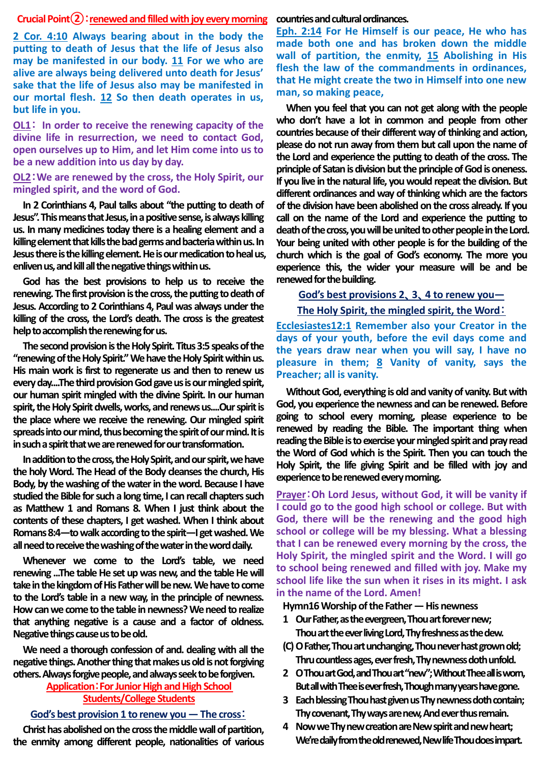## Crucial Point②：renewed and filled with joy every morning

**2 Cor. 4:10 Always bearing about in the body the putting to death of Jesus that the life of Jesus also may be manifested in our body. 11 For we who are alive are always being delivered unto death for Jesus' sake that the life of Jesus also may be manifested in our mortal flesh. 12 So then death operates in us, but life in you.**

**OL1：In order to receive the renewing capacity of the divine life in resurrection, we need to contact God, open ourselves up to Him, and let Him come into us to be a new addition into us day by day.**

**OL2：We are renewed by the cross, the Holy Spirit, our mingled spirit, and the word of God.**

In 2 Corinthians 4, Paul talks about "the putting to death of Jesus". This means that Jesus, in a positive sense, is always killing us. In many medicines today there is a healing element and a killing element that kills the bad germs and bacteria within us. In Jesus there is the killing element. He is our medication to heal us, enliven us, and kill all the negative things within us.

God has the best provisions to help us to receive the renewing. The first provision is the cross, the putting to death of Jesus. According to 2 Corinthians 4, Paul was always under the killing of the cross, the Lord's death. The cross is the greatest help to accomplish the renewing for us.

The second provision is the Holy Spirit. Titus 3:5 speaks of the "renewing of the Holy Spirit." We have the Holy Spirit within us. His main work is first to regenerate us and then to renew us every day....The third provision God gave us is our mingled spirit, our human spirit mingled with the divine Spirit. In our human spirit, the Holy Spirit dwells, works, and renews us....Our spirit is the place where we receive the renewing. Our mingled spirit spreads into our mind, thus becoming the spirit of our mind. It is in such a spirit that we are renewed for our transformation.

In addition to the cross, the Holy Spirit, and our spirit, we have the holy Word. The Head of the Body cleanses the church, His Body, by the washing of the water in the word. Because I have studied the Bible for such a long time, I can recall chapters such as Matthew 1 and Romans 8. When I just think about the contents of these chapters, I get washed. When I think about Romans 8:4—to walk according to the spirit—I get washed. We all need to receive the washing of the water in the word daily.

Whenever we come to the Lord's table, we need renewing ...The table He set up was new, and the table He will take in the kingdom of His Father will be new. We have to come to the Lord's table in a new way, in the principle of newness. How can we come to the table in newness? We need to realize that anything negative is a cause and a factor of oldness. Negative things cause us to be old.

We need a thorough confession of and. dealing with all the negative things. Another thing that makes us old is not forgiving others. Always forgive people, and always seek to be forgiven.

### Application：For Junior High and High School Students/College Students

#### God's best provision 1 to renew you — The cross：

Christ has abolished on the cross the middle wall of partition, the enmity among different people, nationalities of various countries and cultural ordinances.

**Eph. 2:14 For He Himself is our peace, He who has made both one and has broken down the middle wall of partition, the enmity, 15 Abolishing in His flesh the law of the commandments in ordinances, that He might create the two in Himself into one new man, so making peace,**

When you feel that you can not get along with the people who don't have a lot in common and people from other countries because of their different way of thinking and action, please do not run away from them but call upon the name of the Lord and experience the putting to death of the cross. The principle of Satan is division but the principle of God is oneness. If you live in the natural life, you would repeat the division. But different ordinances and way of thinking which are the factors of the division have been abolished on the cross already. If you call on the name of the Lord and experience the putting to death of the cross, you will be united to other people in the Lord. Your being united with other people is for the building of the church which is the goal of God's economy. The more you experience this, the wider your measure will be and be renewed for the building.

#### God's best provisions 2、3、4 to renew you— The Holy Spirit, the mingled spirit, the Word：

**Ecclesiastes12:1 Remember also your Creator in the days of your youth, before the evil days come and the years draw near when you will say, I have no pleasure in them; 8 Vanity of vanity, says the Preacher; all is vanity.**

Without God, everything is old and vanity of vanity. But with God, you experience the newness and can be renewed. Before going to school every morning, please experience to be renewed by reading the Bible. The important thing when reading the Bible is to exercise your mingled spirit and pray read the Word of God which is the Spirit. Then you can touch the Holy Spirit, the life giving Spirit and be filled with joy and experience to be renewed every morning.

**Prayer：Oh Lord Jesus, without God, it will be vanity if I could go to the good high school or college. But with God, there will be the renewing and the good high school or college will be my blessing. What a blessing that I can be renewed every morning by the cross, the Holy Spirit, the mingled spirit and the Word. I will go to school being renewed and filled with joy. Make my school life like the sun when it rises in its might. I ask in the name of the Lord. Amen!**

**Hymn16 Worship of the Father — His newness**

1 Our Father, as the evergreen, Thou art forever new;
Thou art the ever living Lord, Thy freshness as the dew.

(C) O Father, Thou art unchanging, Thou never hast grown old;
Thru countless ages, ever fresh, Thy newness doth unfold.

2 O Thou art God, and Thou art "new"; Without Thee all is worn,
But all with Thee is ever fresh, Though many years have gone.

3 Each blessing Thou hast given us Thy newness doth contain;
Thy covenant, Thy ways are new, And ever thus remain.

4 Now we Thy new creation are New spirit and new heart;
We're daily from the old renewed, New life Thou does impart.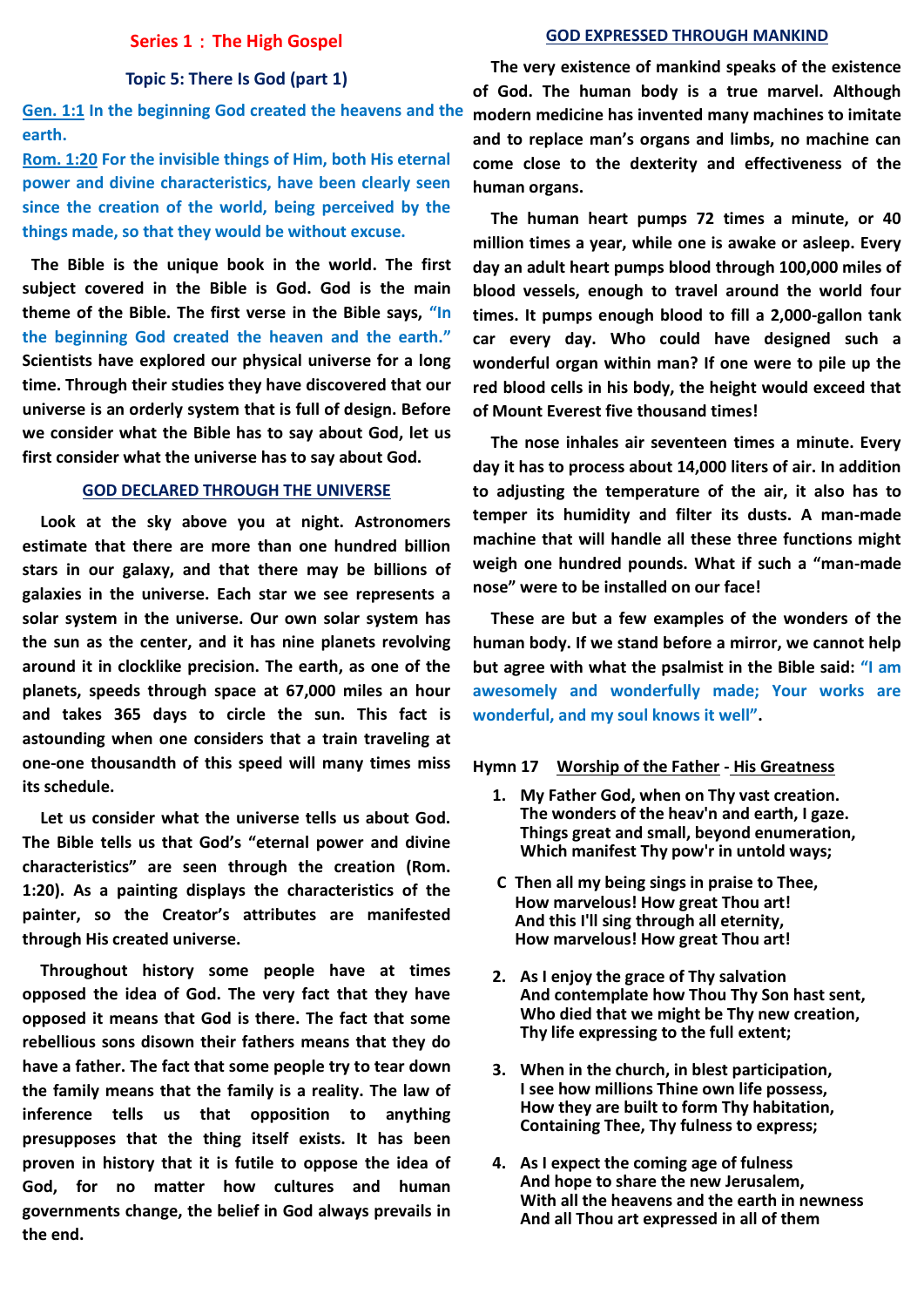## Series 1：The High Gospel

### Topic 5: There Is God (part 1)

**Gen. 1:1 In the beginning God created the heavens and the earth.**

**Rom. 1:20 For the invisible things of Him, both His eternal power and divine characteristics, have been clearly seen since the creation of the world, being perceived by the things made, so that they would be without excuse.**

**The Bible is the unique book in the world. The first subject covered in the Bible is God. God is the main theme of the Bible. The first verse in the Bible says, "In the beginning God created the heaven and the earth." Scientists have explored our physical universe for a long time. Through their studies they have discovered that our universe is an orderly system that is full of design. Before we consider what the Bible has to say about God, let us first consider what the universe has to say about God.**

### GOD DECLARED THROUGH THE UNIVERSE

**Look at the sky above you at night. Astronomers estimate that there are more than one hundred billion stars in our galaxy, and that there may be billions of galaxies in the universe. Each star we see represents a solar system in the universe. Our own solar system has the sun as the center, and it has nine planets revolving around it in clocklike precision. The earth, as one of the planets, speeds through space at 67,000 miles an hour and takes 365 days to circle the sun. This fact is astounding when one considers that a train traveling at one-one thousandth of this speed will many times miss its schedule.**

**Let us consider what the universe tells us about God. The Bible tells us that God's "eternal power and divine characteristics" are seen through the creation (Rom. 1:20). As a painting displays the characteristics of the painter, so the Creator's attributes are manifested through His created universe.**

**Throughout history some people have at times opposed the idea of God. The very fact that they have opposed it means that God is there. The fact that some rebellious sons disown their fathers means that they do have a father. The fact that some people try to tear down the family means that the family is a reality. The law of inference tells us that opposition to anything presupposes that the thing itself exists. It has been proven in history that it is futile to oppose the idea of God, for no matter how cultures and human governments change, the belief in God always prevails in the end.**

### GOD EXPRESSED THROUGH MANKIND

**The very existence of mankind speaks of the existence of God. The human body is a true marvel. Although modern medicine has invented many machines to imitate and to replace man's organs and limbs, no machine can come close to the dexterity and effectiveness of the human organs.**

**The human heart pumps 72 times a minute, or 40 million times a year, while one is awake or asleep. Every day an adult heart pumps blood through 100,000 miles of blood vessels, enough to travel around the world four times. It pumps enough blood to fill a 2,000-gallon tank car every day. Who could have designed such a wonderful organ within man? If one were to pile up the red blood cells in his body, the height would exceed that of Mount Everest five thousand times!**

**The nose inhales air seventeen times a minute. Every day it has to process about 14,000 liters of air. In addition to adjusting the temperature of the air, it also has to temper its humidity and filter its dusts. A man-made machine that will handle all these three functions might weigh one hundred pounds. What if such a "man-made nose" were to be installed on our face!**

**These are but a few examples of the wonders of the human body. If we stand before a mirror, we cannot help but agree with what the psalmist in the Bible said: "I am awesomely and wonderfully made; Your works are wonderful, and my soul knows it well".**

**Hymn 17 Worship of the Father - His Greatness**

**1.** My Father God, when on Thy vast creation.
The wonders of the heav'n and earth, I gaze.
Things great and small, beyond enumeration,
Which manifest Thy pow'r in untold ways;

**C** Then all my being sings in praise to Thee,
How marvelous! How great Thou art!
And this I'll sing through all eternity,
How marvelous! How great Thou art!

**2.** As I enjoy the grace of Thy salvation
And contemplate how Thou Thy Son hast sent,
Who died that we might be Thy new creation,
Thy life expressing to the full extent;

**3.** When in the church, in blest participation,
I see how millions Thine own life possess,
How they are built to form Thy habitation,
Containing Thee, Thy fulness to express;

**4.** As I expect the coming age of fulness
And hope to share the new Jerusalem,
With all the heavens and the earth in newness
And all Thou art expressed in all of them